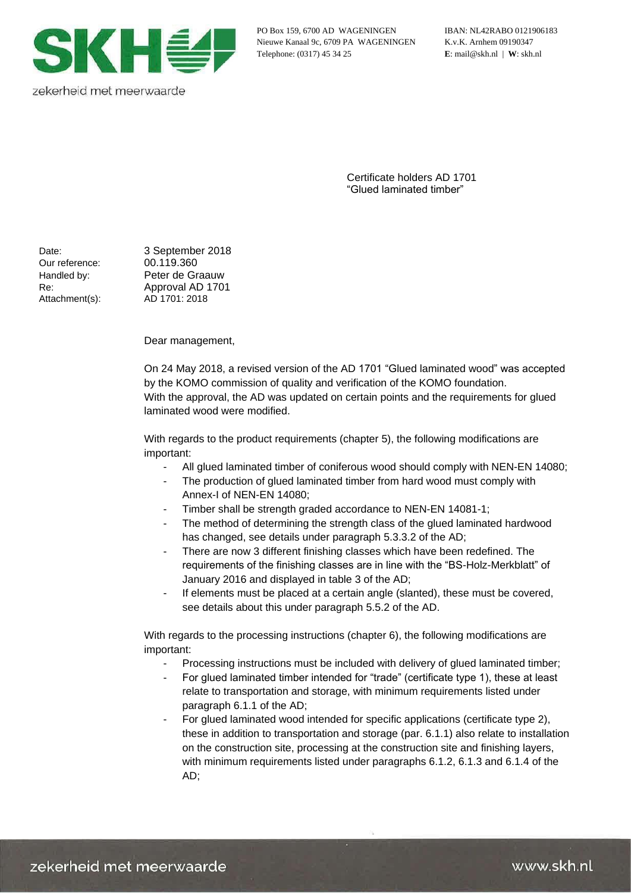SKH

zekerheid met meerwaarde

PO Box 159, 6700 AD WAGENINGEN
Nieuwe Kanaal 9c, 6709 PA WAGENINGEN
Telephone: (0317) 45 34 25

IBAN: NL42RABO 0121906183
K.v.K. Arnhem 09190347
**E**: mail@skh.nl | **W**: skh.nl

Certificate holders AD 1701
“Glued laminated timber”

| | |
|---|---|
| Date: | 3 September 2018 |
| Our reference: | 00.119.360 |
| Handled by: | Peter de Graauw |
| Re: | Approval AD 1701 |
| Attachment(s): | AD 1701: 2018 |

Dear management,

On 24 May 2018, a revised version of the AD 1701 “Glued laminated wood” was accepted by the KOMO commission of quality and verification of the KOMO foundation.
With the approval, the AD was updated on certain points and the requirements for glued laminated wood were modified.

With regards to the product requirements (chapter 5), the following modifications are important:

- All glued laminated timber of coniferous wood should comply with NEN-EN 14080;
- The production of glued laminated timber from hard wood must comply with Annex-I of NEN-EN 14080;
- Timber shall be strength graded accordance to NEN-EN 14081-1;
- The method of determining the strength class of the glued laminated hardwood has changed, see details under paragraph 5.3.3.2 of the AD;
- There are now 3 different finishing classes which have been redefined. The requirements of the finishing classes are in line with the “BS-Holz-Merkblatt” of January 2016 and displayed in table 3 of the AD;
- If elements must be placed at a certain angle (slanted), these must be covered, see details about this under paragraph 5.5.2 of the AD.

With regards to the processing instructions (chapter 6), the following modifications are important:

- Processing instructions must be included with delivery of glued laminated timber;
- For glued laminated timber intended for “trade” (certificate type 1), these at least relate to transportation and storage, with minimum requirements listed under paragraph 6.1.1 of the AD;
- For glued laminated wood intended for specific applications (certificate type 2), these in addition to transportation and storage (par. 6.1.1) also relate to installation on the construction site, processing at the construction site and finishing layers, with minimum requirements listed under paragraphs 6.1.2, 6.1.3 and 6.1.4 of the AD;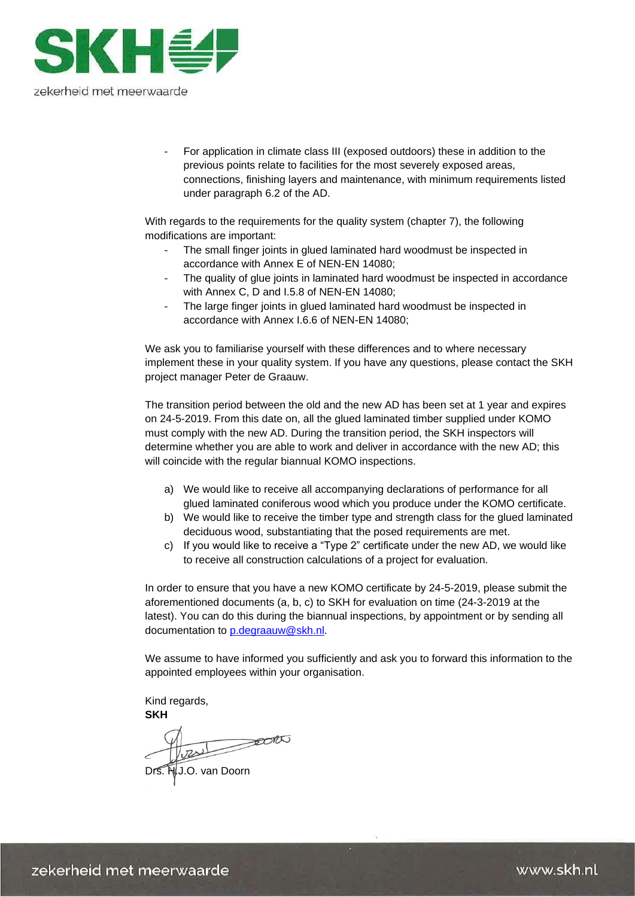- For application in climate class III (exposed outdoors) these in addition to the previous points relate to facilities for the most severely exposed areas, connections, finishing layers and maintenance, with minimum requirements listed under paragraph 6.2 of the AD.

With regards to the requirements for the quality system (chapter 7), the following modifications are important:

- The small finger joints in glued laminated hard woodmust be inspected in accordance with Annex E of NEN-EN 14080;
- The quality of glue joints in laminated hard woodmust be inspected in accordance with Annex C, D and I.5.8 of NEN-EN 14080;
- The large finger joints in glued laminated hard woodmust be inspected in accordance with Annex I.6.6 of NEN-EN 14080;

We ask you to familiarise yourself with these differences and to where necessary implement these in your quality system. If you have any questions, please contact the SKH project manager Peter de Graauw.

The transition period between the old and the new AD has been set at 1 year and expires on 24-5-2019. From this date on, all the glued laminated timber supplied under KOMO must comply with the new AD. During the transition period, the SKH inspectors will determine whether you are able to work and deliver in accordance with the new AD; this will coincide with the regular biannual KOMO inspections.

a) We would like to receive all accompanying declarations of performance for all glued laminated coniferous wood which you produce under the KOMO certificate.
b) We would like to receive the timber type and strength class for the glued laminated deciduous wood, substantiating that the posed requirements are met.
c) If you would like to receive a “Type 2” certificate under the new AD, we would like to receive all construction calculations of a project for evaluation.

In order to ensure that you have a new KOMO certificate by 24-5-2019, please submit the aforementioned documents (a, b, c) to SKH for evaluation on time (24-3-2019 at the latest). You can do this during the biannual inspections, by appointment or by sending all documentation to p.degraauw@skh.nl.

We assume to have informed you sufficiently and ask you to forward this information to the appointed employees within your organisation.

Kind regards,
**SKH**

Drs. H.J.O. van Doorn